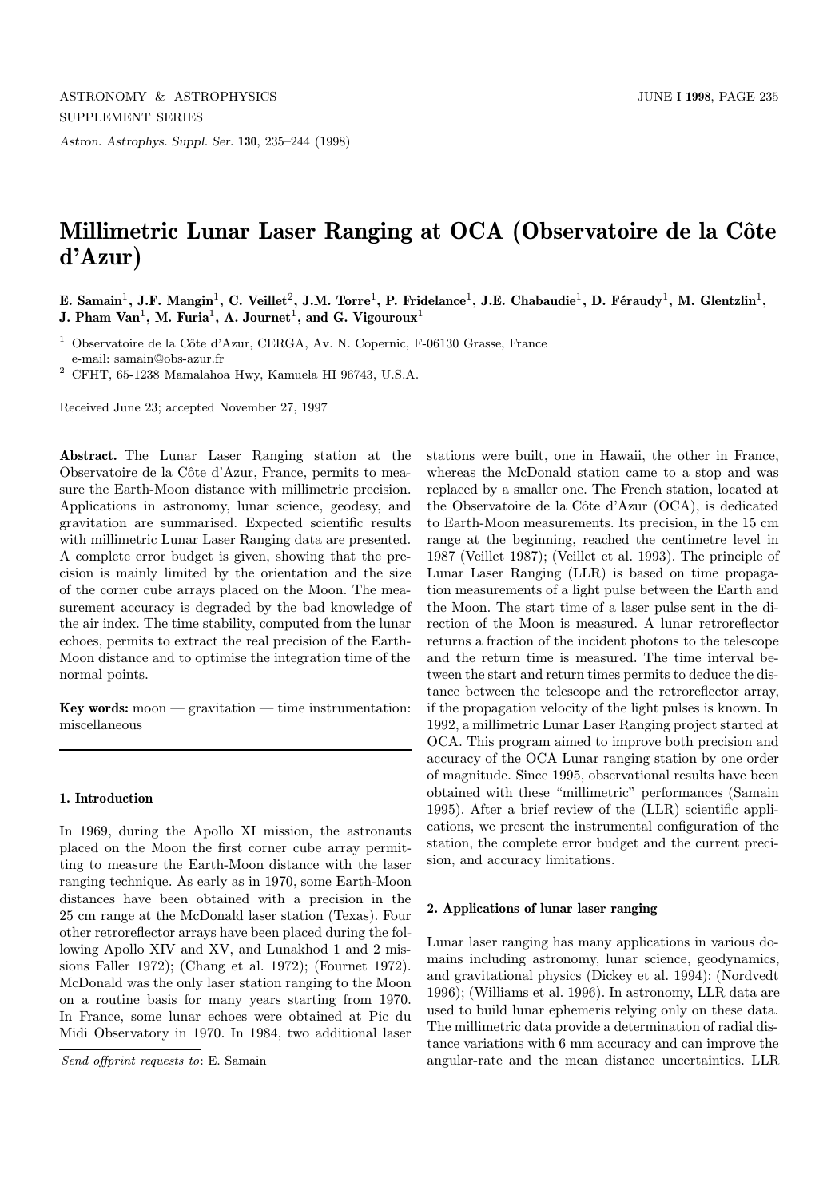# Millimetric Lunar Laser Ranging at OCA (Observatoire de la Côte d'Azur)

**E. Samain[1], J.F. Mangin[1], C. Veillet[2], J.M. Torre[1], P. Fridelance[1], J.E. Chabaudie[1], D. Féraudy[1], M. Glentzlin[1], J. Pham Van[1], M. Furia[1], A. Journet[1], and G. Vigouroux[1]**

[1] Observatoire de la Côte d'Azur, CERGA, Av. N. Copernic, F-06130 Grasse, France
e-mail: samain@obs-azur.fr

[2] CFHT, 65-1238 Mamalahoa Hwy, Kamuela HI 96743, U.S.A.

Received June 23; accepted November 27, 1997

**Abstract.** The Lunar Laser Ranging station at the Observatoire de la Côte d'Azur, France, permits to measure the Earth-Moon distance with millimetric precision. Applications in astronomy, lunar science, geodesy, and gravitation are summarised. Expected scientific results with millimetric Lunar Laser Ranging data are presented. A complete error budget is given, showing that the precision is mainly limited by the orientation and the size of the corner cube arrays placed on the Moon. The measurement accuracy is degraded by the bad knowledge of the air index. The time stability, computed from the lunar echoes, permits to extract the real precision of the Earth-Moon distance and to optimise the integration time of the normal points.

**Key words:** moon — gravitation — time instrumentation: miscellaneous

## 1. Introduction

In 1969, during the Apollo XI mission, the astronauts placed on the Moon the first corner cube array permitting to measure the Earth-Moon distance with the laser ranging technique. As early as in 1970, some Earth-Moon distances have been obtained with a precision in the 25 cm range at the McDonald laser station (Texas). Four other retroreflector arrays have been placed during the following Apollo XIV and XV, and Lunakhod 1 and 2 missions Faller 1972); (Chang et al. 1972); (Fournet 1972). McDonald was the only laser station ranging to the Moon on a routine basis for many years starting from 1970. In France, some lunar echoes were obtained at Pic du Midi Observatory in 1970. In 1984, two additional laser stations were built, one in Hawaii, the other in France, whereas the McDonald station came to a stop and was replaced by a smaller one. The French station, located at the Observatoire de la Côte d'Azur (OCA), is dedicated to Earth-Moon measurements. Its precision, in the 15 cm range at the beginning, reached the centimetre level in 1987 (Veillet 1987); (Veillet et al. 1993). The principle of Lunar Laser Ranging (LLR) is based on time propagation measurements of a light pulse between the Earth and the Moon. The start time of a laser pulse sent in the direction of the Moon is measured. A lunar retroreflector returns a fraction of the incident photons to the telescope and the return time is measured. The time interval between the start and return times permits to deduce the distance between the telescope and the retroreflector array, if the propagation velocity of the light pulses is known. In 1992, a millimetric Lunar Laser Ranging project started at OCA. This program aimed to improve both precision and accuracy of the OCA Lunar ranging station by one order of magnitude. Since 1995, observational results have been obtained with these "millimetric" performances (Samain 1995). After a brief review of the (LLR) scientific applications, we present the instrumental configuration of the station, the complete error budget and the current precision, and accuracy limitations.

## 2. Applications of lunar laser ranging

Lunar laser ranging has many applications in various domains including astronomy, lunar science, geodynamics, and gravitational physics (Dickey et al. 1994); (Nordvedt 1996); (Williams et al. 1996). In astronomy, LLR data are used to build lunar ephemeris relying only on these data. The millimetric data provide a determination of radial distance variations with 6 mm accuracy and can improve the angular-rate and the mean distance uncertainties. LLR

*Send offprint requests to*: E. Samain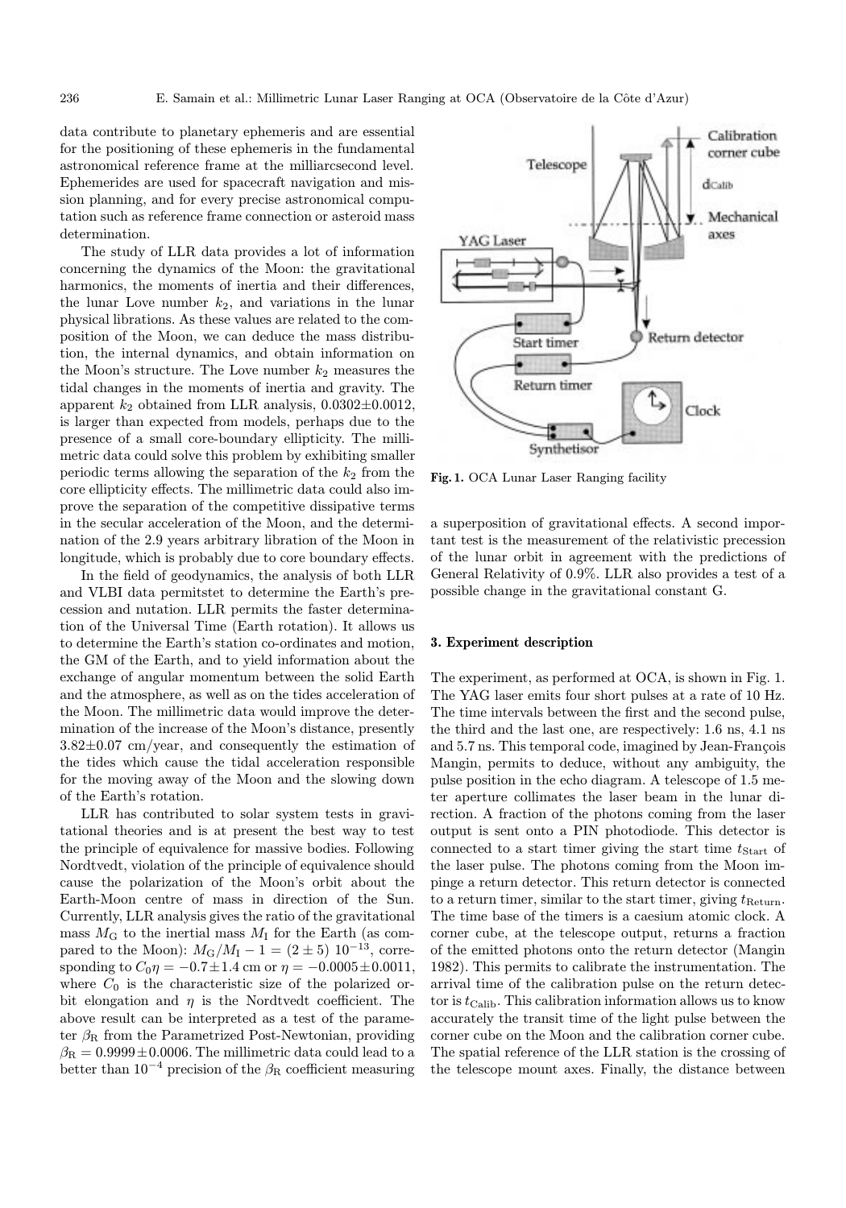data contribute to planetary ephemeris and are essential for the positioning of these ephemeris in the fundamental astronomical reference frame at the milliarcsecond level. Ephemerides are used for spacecraft navigation and mission planning, and for every precise astronomical computation such as reference frame connection or asteroid mass determination.

The study of LLR data provides a lot of information concerning the dynamics of the Moon: the gravitational harmonics, the moments of inertia and their differences, the lunar Love number $k_2$, and variations in the lunar physical librations. As these values are related to the composition of the Moon, we can deduce the mass distribution, the internal dynamics, and obtain information on the Moon's structure. The Love number $k_2$ measures the tidal changes in the moments of inertia and gravity. The apparent $k_2$ obtained from LLR analysis, $0.0302 \pm 0.0012$, is larger than expected from models, perhaps due to the presence of a small core-boundary ellipticity. The millimetric data could solve this problem by exhibiting smaller periodic terms allowing the separation of the $k_2$ from the core ellipticity effects. The millimetric data could also improve the separation of the competitive dissipative terms in the secular acceleration of the Moon, and the determination of the 2.9 years arbitrary libration of the Moon in longitude, which is probably due to core boundary effects.

In the field of geodynamics, the analysis of both LLR and VLBI data permitstet to determine the Earth's precession and nutation. LLR permits the faster determination of the Universal Time (Earth rotation). It allows us to determine the Earth's station co-ordinates and motion, the GM of the Earth, and to yield information about the exchange of angular momentum between the solid Earth and the atmosphere, as well as on the tides acceleration of the Moon. The millimetric data would improve the determination of the increase of the Moon's distance, presently $3.82 \pm 0.07$ cm/year, and consequently the estimation of the tides which cause the tidal acceleration responsible for the moving away of the Moon and the slowing down of the Earth's rotation.

LLR has contributed to solar system tests in gravitational theories and is at present the best way to test the principle of equivalence for massive bodies. Following Nordtvedt, violation of the principle of equivalence should cause the polarization of the Moon's orbit about the Earth-Moon centre of mass in direction of the Sun. Currently, LLR analysis gives the ratio of the gravitational mass $M_G$ to the inertial mass $M_I$ for the Earth (as compared to the Moon): $M_G/M_I - 1 = (2 \pm 5)\ 10^{-13}$, corresponding to $C_0\eta = -0.7 \pm 1.4$ cm or $\eta = -0.0005 \pm 0.0011$, where $C_0$ is the characteristic size of the polarized orbit elongation and $\eta$ is the Nordtvedt coefficient. The above result can be interpreted as a test of the parameter $\beta_R$ from the Parametrized Post-Newtonian, providing $\beta_R = 0.9999 \pm 0.0006$. The millimetric data could lead to a better than $10^{-4}$ precision of the $\beta_R$ coefficient measuring a superposition of gravitational effects. A second important test is the measurement of the relativistic precession of the lunar orbit in agreement with the predictions of General Relativity of 0.9%. LLR also provides a test of a possible change in the gravitational constant G.

**Fig. 1.** OCA Lunar Laser Ranging facility

## 3. Experiment description

The experiment, as performed at OCA, is shown in Fig. 1. The YAG laser emits four short pulses at a rate of 10 Hz. The time intervals between the first and the second pulse, the third and the last one, are respectively: 1.6 ns, 4.1 ns and 5.7 ns. This temporal code, imagined by Jean-François Mangin, permits to deduce, without any ambiguity, the pulse position in the echo diagram. A telescope of 1.5 meter aperture collimates the laser beam in the lunar direction. A fraction of the photons coming from the laser output is sent onto a PIN photodiode. This detector is connected to a start timer giving the start time $t_{\mathrm{Start}}$ of the laser pulse. The photons coming from the Moon impinge a return detector. This return detector is connected to a return timer, similar to the start timer, giving $t_{\mathrm{Return}}$. The time base of the timers is a caesium atomic clock. A corner cube, at the telescope output, returns a fraction of the emitted photons onto the return detector (Mangin 1982). This permits to calibrate the instrumentation. The arrival time of the calibration pulse on the return detector is $t_{\mathrm{Calib}}$. This calibration information allows us to know accurately the transit time of the light pulse between the corner cube on the Moon and the calibration corner cube. The spatial reference of the LLR station is the crossing of the telescope mount axes. Finally, the distance between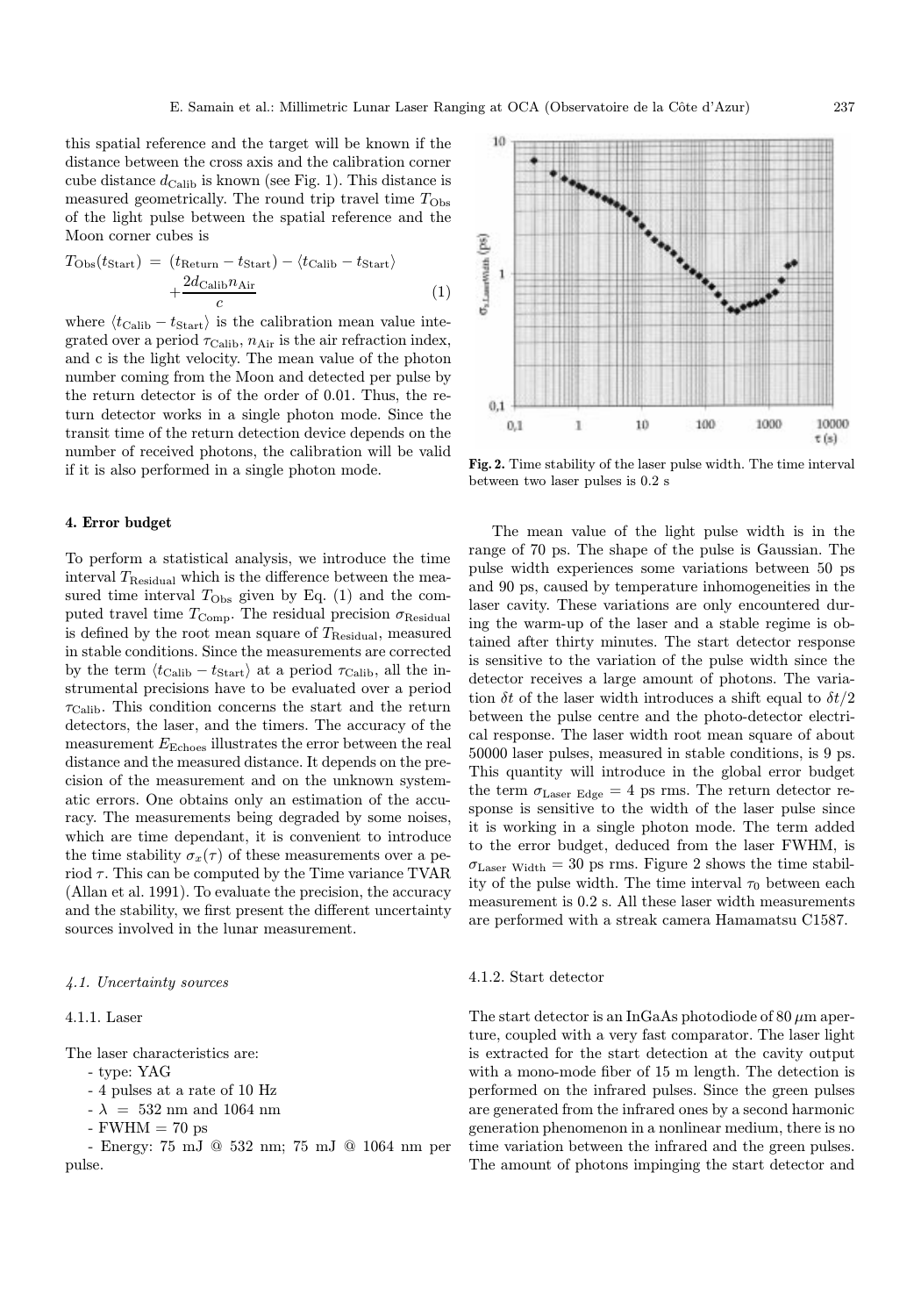this spatial reference and the target will be known if the distance between the cross axis and the calibration corner cube distance $d_{\text{Calib}}$ is known (see Fig. 1). This distance is measured geometrically. The round trip travel time $T_{\text{Obs}}$ of the light pulse between the spatial reference and the Moon corner cubes is

$$T_{\text{Obs}}(t_{\text{Start}}) = (t_{\text{Return}} - t_{\text{Start}}) - \langle t_{\text{Calib}} - t_{\text{Start}} \rangle + \frac{2 d_{\text{Calib}} n_{\text{Air}}}{c} \tag{1}$$

where $\langle t_{\text{Calib}} - t_{\text{Start}} \rangle$ is the calibration mean value integrated over a period $\tau_{\text{Calib}}$, $n_{\text{Air}}$ is the air refraction index, and c is the light velocity. The mean value of the photon number coming from the Moon and detected per pulse by the return detector is of the order of 0.01. Thus, the return detector works in a single photon mode. Since the transit time of the return detection device depends on the number of received photons, the calibration will be valid if it is also performed in a single photon mode.

## 4. Error budget

To perform a statistical analysis, we introduce the time interval $T_{\text{Residual}}$ which is the difference between the measured time interval $T_{\text{Obs}}$ given by Eq. (1) and the computed travel time $T_{\text{Comp}}$. The residual precision $\sigma_{\text{Residual}}$ is defined by the root mean square of $T_{\text{Residual}}$, measured in stable conditions. Since the measurements are corrected by the term $\langle t_{\text{Calib}} - t_{\text{Start}} \rangle$ at a period $\tau_{\text{Calib}}$, all the instrumental precisions have to be evaluated over a period $\tau_{\text{Calib}}$. This condition concerns the start and the return detectors, the laser, and the timers. The accuracy of the measurement $E_{\text{Echoes}}$ illustrates the error between the real distance and the measured distance. It depends on the precision of the measurement and on the unknown systematic errors. One obtains only an estimation of the accuracy. The measurements being degraded by some noises, which are time dependant, it is convenient to introduce the time stability $\sigma_x(\tau)$ of these measurements over a period $\tau$. This can be computed by the Time variance TVAR (Allan et al. 1991). To evaluate the precision, the accuracy and the stability, we first present the different uncertainty sources involved in the lunar measurement.

### *4.1. Uncertainty sources*

#### 4.1.1. Laser

The laser characteristics are:

- type: YAG
- 4 pulses at a rate of 10 Hz
- $\lambda$ = 532 nm and 1064 nm
- FWHM = 70 ps
- Energy: 75 mJ @ 532 nm; 75 mJ @ 1064 nm per pulse.

**Fig. 2.** Time stability of the laser pulse width. The time interval between two laser pulses is 0.2 s

The mean value of the light pulse width is in the range of 70 ps. The shape of the pulse is Gaussian. The pulse width experiences some variations between 50 ps and 90 ps, caused by temperature inhomogeneities in the laser cavity. These variations are only encountered during the warm-up of the laser and a stable regime is obtained after thirty minutes. The start detector response is sensitive to the variation of the pulse width since the detector receives a large amount of photons. The variation $\delta t$ of the laser width introduces a shift equal to $\delta t/2$ between the pulse centre and the photo-detector electrical response. The laser width root mean square of about 50000 laser pulses, measured in stable conditions, is 9 ps. This quantity will introduce in the global error budget the term $\sigma_{\text{Laser Edge}} = 4$ ps rms. The return detector response is sensitive to the width of the laser pulse since it is working in a single photon mode. The term added to the error budget, deduced from the laser FWHM, is $\sigma_{\text{Laser Width}} = 30$ ps rms. Figure 2 shows the time stability of the pulse width. The time interval $\tau_0$ between each measurement is 0.2 s. All these laser width measurements are performed with a streak camera Hamamatsu C1587.

#### 4.1.2. Start detector

The start detector is an InGaAs photodiode of 80 $\mu$m aperture, coupled with a very fast comparator. The laser light is extracted for the start detection at the cavity output with a mono-mode fiber of 15 m length. The detection is performed on the infrared pulses. Since the green pulses are generated from the infrared ones by a second harmonic generation phenomenon in a nonlinear medium, there is no time variation between the infrared and the green pulses. The amount of photons impinging the start detector and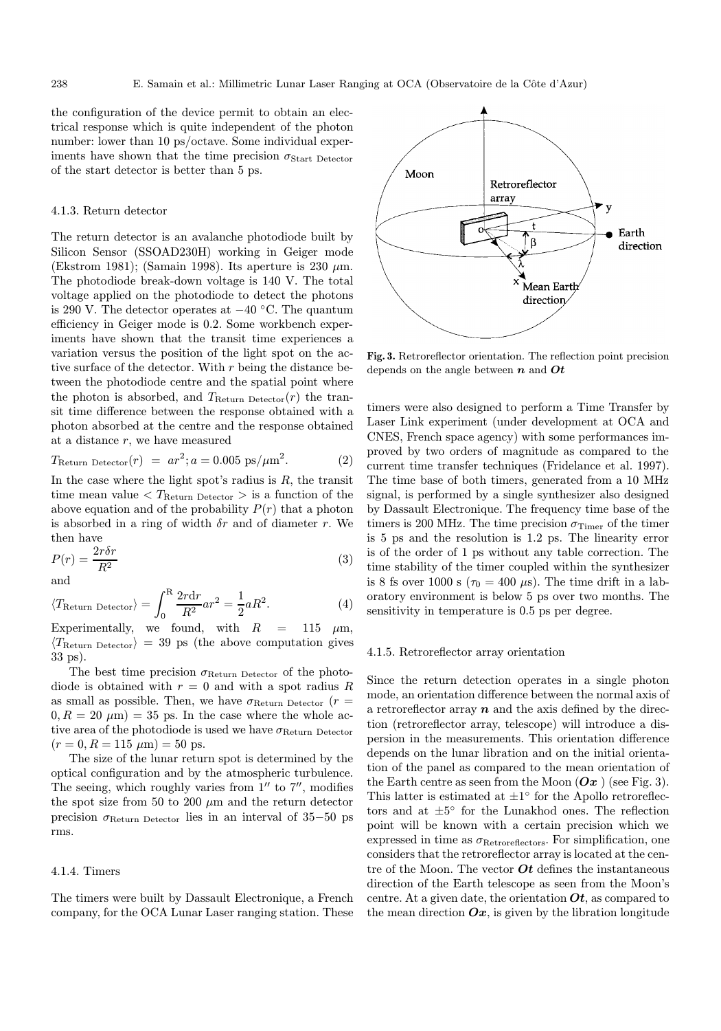the configuration of the device permit to obtain an electrical response which is quite independent of the photon number: lower than 10 ps/octave. Some individual experiments have shown that the time precision $\sigma_{\text{Start Detector}}$ of the start detector is better than 5 ps.

#### 4.1.3. Return detector

The return detector is an avalanche photodiode built by Silicon Sensor (SSOAD230H) working in Geiger mode (Ekstrom 1981); (Samain 1998). Its aperture is 230 $\mu$m. The photodiode break-down voltage is 140 V. The total voltage applied on the photodiode to detect the photons is 290 V. The detector operates at $-40$ °C. The quantum efficiency in Geiger mode is 0.2. Some workbench experiments have shown that the transit time experiences a variation versus the position of the light spot on the active surface of the detector. With $r$ being the distance between the photodiode centre and the spatial point where the photon is absorbed, and $T_{\text{Return Detector}}(r)$ the transit time difference between the response obtained with a photon absorbed at the centre and the response obtained at a distance $r$, we have measured

$$T_{\text{Return Detector}}(r) = ar^2; a = 0.005 \text{ ps}/\mu\text{m}^2. \tag{2}$$

In the case where the light spot's radius is $R$, the transit time mean value $< T_{\text{Return Detector}} >$ is a function of the above equation and of the probability $P(r)$ that a photon is absorbed in a ring of width $\delta r$ and of diameter $r$. We then have

$$P(r) = \frac{2r\delta r}{R^2} \tag{3}$$

and

$$\langle T_{\text{Return Detector}} \rangle = \int_0^{\text{R}} \frac{2r\text{d}r}{R^2} ar^2 = \frac{1}{2} aR^2. \tag{4}$$

Experimentally, we found, with $R = 115$ $\mu$m, $\langle T_{\text{Return Detector}} \rangle = 39$ ps (the above computation gives 33 ps).

The best time precision $\sigma_{\text{Return Detector}}$ of the photodiode is obtained with $r = 0$ and with a spot radius $R$ as small as possible. Then, we have $\sigma_{\text{Return Detector}}$ $(r = 0, R = 20$ $\mu\text{m}) = 35$ ps. In the case where the whole active area of the photodiode is used we have $\sigma_{\text{Return Detector}}$ $(r = 0, R = 115$ $\mu\text{m}) = 50$ ps.

The size of the lunar return spot is determined by the optical configuration and by the atmospheric turbulence. The seeing, which roughly varies from $1''$ to $7''$, modifies the spot size from 50 to 200 $\mu$m and the return detector precision $\sigma_{\text{Return Detector}}$ lies in an interval of 35–50 ps rms.

#### 4.1.4. Timers

The timers were built by Dassault Electronique, a French company, for the OCA Lunar Laser ranging station. These timers were also designed to perform a Time Transfer by Laser Link experiment (under development at OCA and CNES, French space agency) with some performances improved by two orders of magnitude as compared to the current time transfer techniques (Fridelance et al. 1997). The time base of both timers, generated from a 10 MHz signal, is performed by a single synthesizer also designed by Dassault Electronique. The frequency time base of the timers is 200 MHz. The time precision $\sigma_{\text{Timer}}$ of the timer is 5 ps and the resolution is 1.2 ps. The linearity error is of the order of 1 ps without any table correction. The time stability of the timer coupled within the synthesizer is 8 fs over 1000 s ($\tau_0 = 400$ $\mu$s). The time drift in a laboratory environment is below 5 ps over two months. The sensitivity in temperature is 0.5 ps per degree.

**Fig. 3.** Retroreflector orientation. The reflection point precision depends on the angle between $\boldsymbol{n}$ and $\boldsymbol{Ot}$

#### 4.1.5. Retroreflector array orientation

Since the return detection operates in a single photon mode, an orientation difference between the normal axis of a retroreflector array $\boldsymbol{n}$ and the axis defined by the direction (retroreflector array, telescope) will introduce a dispersion in the measurements. This orientation difference depends on the lunar libration and on the initial orientation of the panel as compared to the mean orientation of the Earth centre as seen from the Moon ($\boldsymbol{Ox}$ ) (see Fig. 3). This latter is estimated at $\pm 1°$ for the Apollo retroreflectors and at $\pm 5°$ for the Lunakhod ones. The reflection point will be known with a certain precision which we expressed in time as $\sigma_{\text{Retroreflectors}}$. For simplification, one considers that the retroreflector array is located at the centre of the Moon. The vector $\boldsymbol{Ot}$ defines the instantaneous direction of the Earth telescope as seen from the Moon's centre. At a given date, the orientation $\boldsymbol{Ot}$, as compared to the mean direction $\boldsymbol{Ox}$, is given by the libration longitude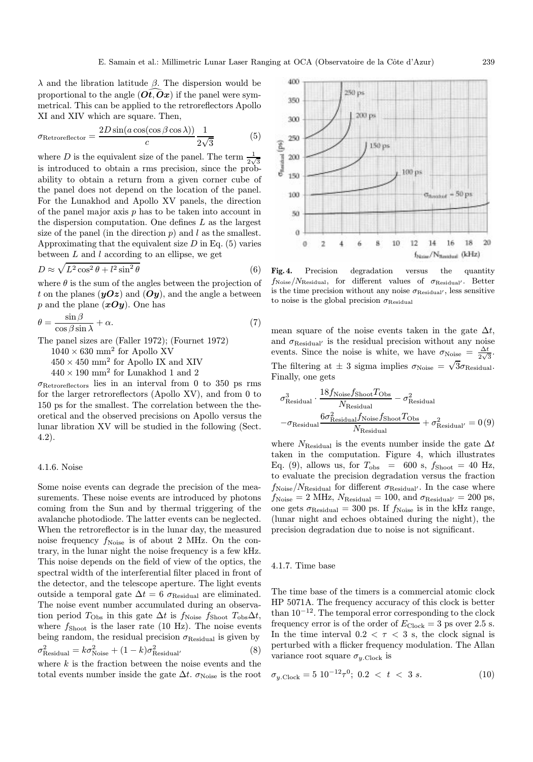$\lambda$ and the libration latitude $\beta$. The dispersion would be proportional to the angle $(\widehat{\boldsymbol{Ot}, \boldsymbol{Ox}})$ if the panel were symmetrical. This can be applied to the retroreflectors Apollo XI and XIV which are square. Then,

$$\sigma_{\text{Retroreflector}} = \frac{2D \sin(a\cos(\cos\beta\cos\lambda))}{c} \frac{1}{2\sqrt{3}} \tag{5}$$

where $D$ is the equivalent size of the panel. The term $\frac{1}{2\sqrt{3}}$ is introduced to obtain a rms precision, since the probability to obtain a return from a given corner cube of the panel does not depend on the location of the panel. For the Lunakhod and Apollo XV panels, the direction of the panel major axis $p$ has to be taken into account in the dispersion computation. One defines $L$ as the largest size of the panel (in the direction $p$) and $l$ as the smallest. Approximating that the equivalent size $D$ in Eq. (5) varies between $L$ and $l$ according to an ellipse, we get

$$D \approx \sqrt{L^2\cos^2\theta + l^2\sin^2\theta} \tag{6}$$

where $\theta$ is the sum of the angles between the projection of $t$ on the planes $(\boldsymbol{yOz})$ and $(\boldsymbol{Oy})$, and the angle a between $p$ and the plane $(\boldsymbol{xOy})$. One has

$$\theta = \frac{\sin\beta}{\cos\beta\sin\lambda} + \alpha. \tag{7}$$

The panel sizes are (Faller 1972); (Fournet 1972)

$1040 \times 630$ mm$^2$ for Apollo XV

$450 \times 450$ mm$^2$ for Apollo IX and XIV

$440 \times 190$ mm$^2$ for Lunakhod 1 and 2

$\sigma_{\text{Retroreflectors}}$ lies in an interval from 0 to 350 ps rms for the larger retroreflectors (Apollo XV), and from 0 to 150 ps for the smallest. The correlation between the theoretical and the observed precisions on Apollo versus the lunar libration XV will be studied in the following (Sect. 4.2).

#### 4.1.6. Noise

Some noise events can degrade the precision of the measurements. These noise events are introduced by photons coming from the Sun and by thermal triggering of the avalanche photodiode. The latter events can be neglected. When the retroreflector is in the lunar day, the measured noise frequency $f_{\text{Noise}}$ is of about 2 MHz. On the contrary, in the lunar night the noise frequency is a few kHz. This noise depends on the field of view of the optics, the spectral width of the interferential filter placed in front of the detector, and the telescope aperture. The light events outside a temporal gate $\Delta t = 6\ \sigma_{\text{Residual}}$ are eliminated. The noise event number accumulated during an observation period $T_{\text{Obs}}$ in this gate $\Delta t$ is $f_{\text{Noise}}\ f_{\text{Shoot}}\ T_{\text{obs}}\Delta t$, where $f_{\text{Shoot}}$ is the laser rate (10 Hz). The noise events being random, the residual precision $\sigma_{\text{Residual}}$ is given by

$$\sigma^2_{\text{Residual}} = k\sigma^2_{\text{Noise}} + (1-k)\sigma^2_{\text{Residual}'} \tag{8}$$

where $k$ is the fraction between the noise events and the total events number inside the gate $\Delta t$. $\sigma_{\text{Noise}}$ is the root mean square of the noise events taken in the gate $\Delta t$, and $\sigma_{\text{Residual}'}$ is the residual precision without any noise events. Since the noise is white, we have $\sigma_{\text{Noise}} = \frac{\Delta t}{2\sqrt{3}}$. The filtering at $\pm$ 3 sigma implies $\sigma_{\text{Noise}} = \sqrt{3}\sigma_{\text{Residual}}$. Finally, one gets

$$\sigma^3_{\text{Residual}} \cdot \frac{18 f_{\text{Noise}} f_{\text{Shoot}} T_{\text{Obs}}}{N_{\text{Residual}}} - \sigma^2_{\text{Residual}}$$
$$-\sigma_{\text{Residual}} \frac{6\sigma^2_{\text{Residual}} f_{\text{Noise}} f_{\text{Shoot}} T_{\text{Obs}}}{N_{\text{Residual}}} + \sigma^2_{\text{Residual}'} = 0 \tag{9}$$

where $N_{\text{Residual}}$ is the events number inside the gate $\Delta t$ taken in the computation. Figure 4, which illustrates Eq. (9), allows us, for $T_{\text{obs}} = 600$ s, $f_{\text{Shoot}} = 40$ Hz, to evaluate the precision degradation versus the fraction $f_{\text{Noise}}/N_{\text{Residual}}$ for different $\sigma_{\text{Residual}'}$. In the case where $f_{\text{Noise}} = 2$ MHz, $N_{\text{Residual}} = 100$, and $\sigma_{\text{Residual}'} = 200$ ps, one gets $\sigma_{\text{Residual}} = 300$ ps. If $f_{\text{Noise}}$ is in the kHz range, (lunar night and echoes obtained during the night), the precision degradation due to noise is not significant.

**Fig. 4.** Precision degradation versus the quantity $f_{\text{Noise}}/N_{\text{Residual}}$, for different values of $\sigma_{\text{Residual}'}$. Better is the time precision without any noise $\sigma_{\text{Residual}'}$, less sensitive to noise is the global precision $\sigma_{\text{Residual}}$

#### 4.1.7. Time base

The time base of the timers is a commercial atomic clock HP 5071A. The frequency accuracy of this clock is better than $10^{-12}$. The temporal error corresponding to the clock frequency error is of the order of $E_{\text{Clock}} = 3$ ps over 2.5 s. In the time interval $0.2 < \tau < 3$ s, the clock signal is perturbed with a flicker frequency modulation. The Allan variance root square $\sigma_{y.\text{Clock}}$ is

$$\sigma_{y.\text{Clock}} = 5\ 10^{-12}\tau^0;\ 0.2 < t < 3\ s. \tag{10}$$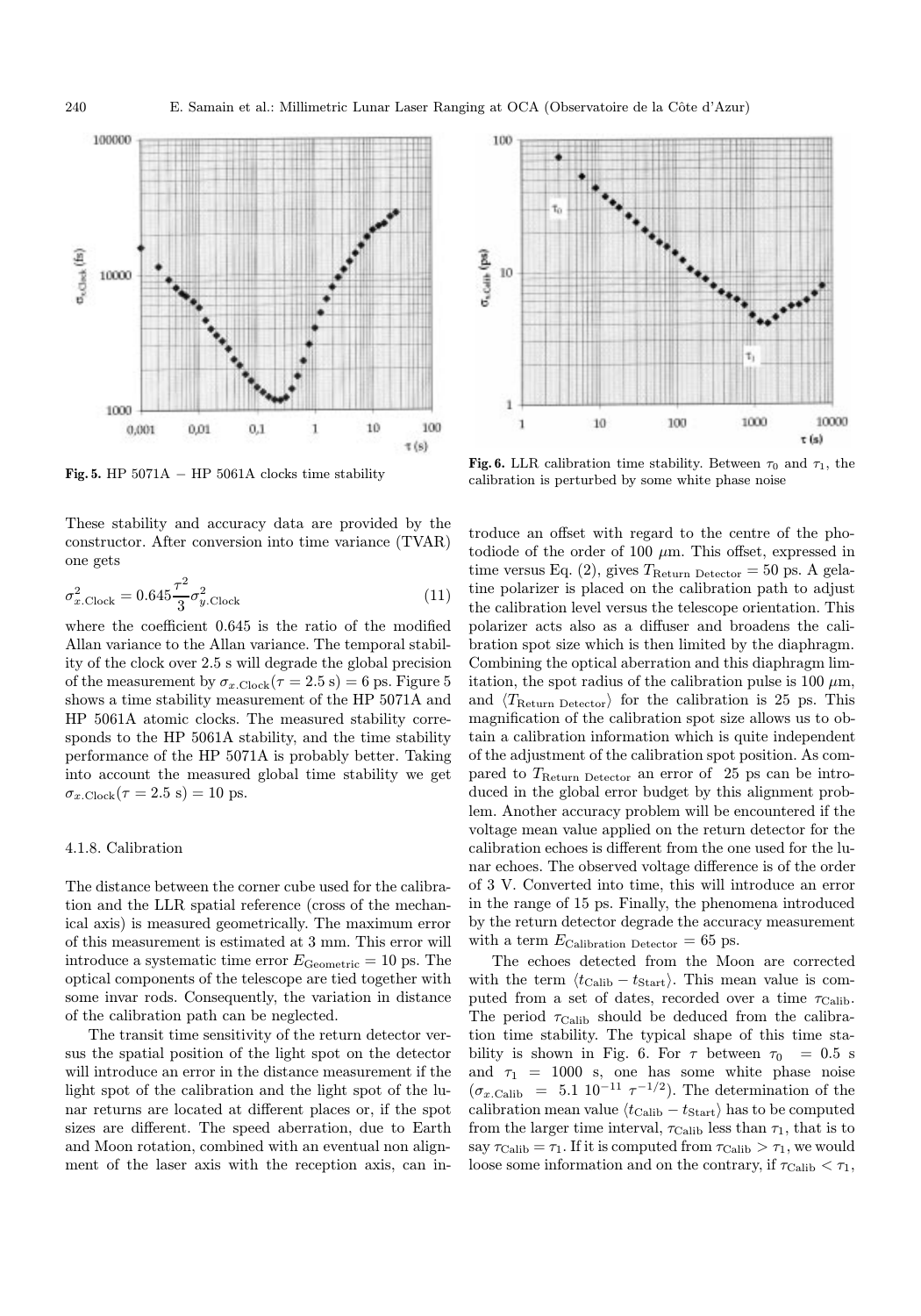Fig. 5. HP 5071A − HP 5061A clocks time stability

Fig. 6. LLR calibration time stability. Between $\tau_0$ and $\tau_1$, the calibration is perturbed by some white phase noise

These stability and accuracy data are provided by the constructor. After conversion into time variance (TVAR) one gets

$$\sigma^2_{x.\mathrm{Clock}} = 0.645\frac{\tau^2}{3}\sigma^2_{y.\mathrm{Clock}} \tag{11}$$

where the coefficient 0.645 is the ratio of the modified Allan variance to the Allan variance. The temporal stability of the clock over 2.5 s will degrade the global precision of the measurement by $\sigma_{x.\mathrm{Clock}}(\tau = 2.5\ \mathrm{s}) = 6$ ps. Figure 5 shows a time stability measurement of the HP 5071A and HP 5061A atomic clocks. The measured stability corresponds to the HP 5061A stability, and the time stability performance of the HP 5071A is probably better. Taking into account the measured global time stability we get $\sigma_{x.\mathrm{Clock}}(\tau = 2.5\ \mathrm{s}) = 10$ ps.

#### 4.1.8. Calibration

The distance between the corner cube used for the calibration and the LLR spatial reference (cross of the mechanical axis) is measured geometrically. The maximum error of this measurement is estimated at 3 mm. This error will introduce a systematic time error $E_{\mathrm{Geometric}} = 10$ ps. The optical components of the telescope are tied together with some invar rods. Consequently, the variation in distance of the calibration path can be neglected.

The transit time sensitivity of the return detector versus the spatial position of the light spot on the detector will introduce an error in the distance measurement if the light spot of the calibration and the light spot of the lunar returns are located at different places or, if the spot sizes are different. The speed aberration, due to Earth and Moon rotation, combined with an eventual non alignment of the laser axis with the reception axis, can introduce an offset with regard to the centre of the photodiode of the order of 100 $\mu$m. This offset, expressed in time versus Eq. (2), gives $T_{\mathrm{Return\ Detector}} = 50$ ps. A gelatine polarizer is placed on the calibration path to adjust the calibration level versus the telescope orientation. This polarizer acts also as a diffuser and broadens the calibration spot size which is then limited by the diaphragm. Combining the optical aberration and this diaphragm limitation, the spot radius of the calibration pulse is 100 $\mu$m, and $\langle T_{\mathrm{Return\ Detector}}\rangle$ for the calibration is 25 ps. This magnification of the calibration spot size allows us to obtain a calibration information which is quite independent of the adjustment of the calibration spot position. As compared to $T_{\mathrm{Return\ Detector}}$ an error of 25 ps can be introduced in the global error budget by this alignment problem. Another accuracy problem will be encountered if the voltage mean value applied on the return detector for the calibration echoes is different from the one used for the lunar echoes. The observed voltage difference is of the order of 3 V. Converted into time, this will introduce an error in the range of 15 ps. Finally, the phenomena introduced by the return detector degrade the accuracy measurement with a term $E_{\mathrm{Calibration\ Detector}} = 65$ ps.

The echoes detected from the Moon are corrected with the term $\langle t_{\mathrm{Calib}} - t_{\mathrm{Start}}\rangle$. This mean value is computed from a set of dates, recorded over a time $\tau_{\mathrm{Calib}}$. The period $\tau_{\mathrm{Calib}}$ should be deduced from the calibration time stability. The typical shape of this time stability is shown in Fig. 6. For $\tau$ between $\tau_0 = 0.5$ s and $\tau_1 = 1000$ s, one has some white phase noise ($\sigma_{x.\mathrm{Calib}} = 5.1\ 10^{-11}\ \tau^{-1/2}$). The determination of the calibration mean value $\langle t_{\mathrm{Calib}} - t_{\mathrm{Start}}\rangle$ has to be computed from the larger time interval, $\tau_{\mathrm{Calib}}$ less than $\tau_1$, that is to say $\tau_{\mathrm{Calib}} = \tau_1$. If it is computed from $\tau_{\mathrm{Calib}} > \tau_1$, we would loose some information and on the contrary, if $\tau_{\mathrm{Calib}} < \tau_1$,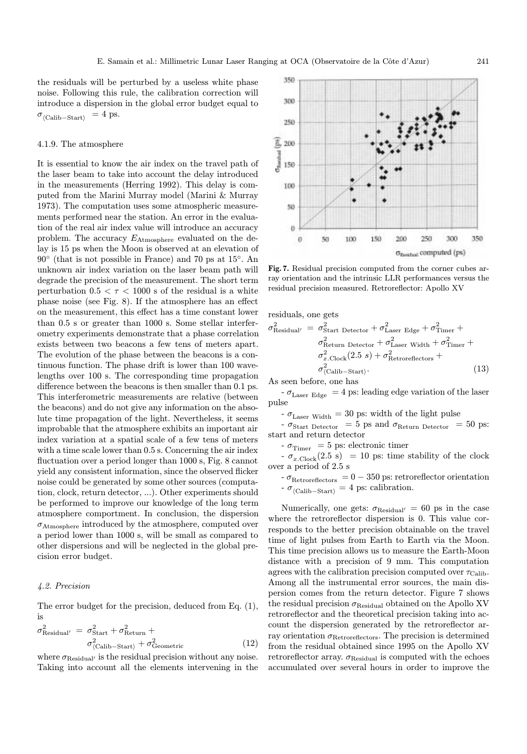the residuals will be perturbed by a useless white phase noise. Following this rule, the calibration correction will introduce a dispersion in the global error budget equal to $\sigma_{\langle \text{Calib-Start} \rangle} = 4$ ps.

#### 4.1.9. The atmosphere

It is essential to know the air index on the travel path of the laser beam to take into account the delay introduced in the measurements (Herring 1992). This delay is computed from the Marini Murray model (Marini & Murray 1973). The computation uses some atmospheric measurements performed near the station. An error in the evaluation of the real air index value will introduce an accuracy problem. The accuracy $E_{\text{Atmosphere}}$ evaluated on the delay is 15 ps when the Moon is observed at an elevation of 90° (that is not possible in France) and 70 ps at 15°. An unknown air index variation on the laser beam path will degrade the precision of the measurement. The short term perturbation $0.5 < \tau < 1000$ s of the residual is a white phase noise (see Fig. 8). If the atmosphere has an effect on the measurement, this effect has a time constant lower than 0.5 s or greater than 1000 s. Some stellar interferometry experiments demonstrate that a phase correlation exists between two beacons a few tens of meters apart. The evolution of the phase between the beacons is a continuous function. The phase drift is lower than 100 wavelengths over 100 s. The corresponding time propagation difference between the beacons is then smaller than 0.1 ps. This interferometric measurements are relative (between the beacons) and do not give any information on the absolute time propagation of the light. Nevertheless, it seems improbable that the atmosphere exhibits an important air index variation at a spatial scale of a few tens of meters with a time scale lower than 0.5 s. Concerning the air index fluctuation over a period longer than 1000 s, Fig. 8 cannot yield any consistent information, since the observed flicker noise could be generated by some other sources (computation, clock, return detector, ...). Other experiments should be performed to improve our knowledge of the long term atmosphere comportment. In conclusion, the dispersion $\sigma_{\text{Atmosphere}}$ introduced by the atmosphere, computed over a period lower than 1000 s, will be small as compared to other dispersions and will be neglected in the global precision error budget.

### 4.2. Precision

The error budget for the precision, deduced from Eq. (1), is

$$\sigma^2_{\text{Residual}'} = \sigma^2_{\text{Start}} + \sigma^2_{\text{Return}} + \sigma^2_{\langle \text{Calib-Start} \rangle} + \sigma^2_{\text{Geometric}} \tag{12}$$

where $\sigma_{\text{Residual}'}$ is the residual precision without any noise. Taking into account all the elements intervening in the residuals, one gets

$$\sigma^2_{\text{Residual}'} = \sigma^2_{\text{Start Detector}} + \sigma^2_{\text{Laser Edge}} + \sigma^2_{\text{Timer}} + \sigma^2_{\text{Return Detector}} + \sigma^2_{\text{Laser Width}} + \sigma^2_{\text{Timer}} + \sigma^2_{x.\text{Clock}}(2.5\ s) + \sigma^2_{\text{Retroreflectors}} + \sigma^2_{\langle \text{Calib-Start} \rangle}. \tag{13}$$

As seen before, one has

- $\sigma_{\text{Laser Edge}} = 4$ ps: leading edge variation of the laser pulse
- $\sigma_{\text{Laser Width}} = 30$ ps: width of the light pulse
- $\sigma_{\text{Start Detector}} = 5$ ps and $\sigma_{\text{Return Detector}} = 50$ ps: start and return detector
- $\sigma_{\text{Timer}} = 5$ ps: electronic timer
- $\sigma_{x.\text{Clock}}(2.5\ \text{s}) = 10$ ps: time stability of the clock over a period of 2.5 s
- $\sigma_{\text{Retroreflectors}} = 0 - 350$ ps: retroreflector orientation
- $\sigma_{\langle \text{Calib-Start} \rangle} = 4$ ps: calibration.

Numerically, one gets: $\sigma_{\text{Residual}'} = 60$ ps in the case where the retroreflector dispersion is 0. This value corresponds to the better precision obtainable on the travel time of light pulses from Earth to Earth via the Moon. This time precision allows us to measure the Earth-Moon distance with a precision of 9 mm. This computation agrees with the calibration precision computed over $\tau_{\text{Calib}}$. Among all the instrumental error sources, the main dispersion comes from the return detector. Figure 7 shows the residual precision $\sigma_{\text{Residual}}$ obtained on the Apollo XV retroreflector and the theoretical precision taking into account the dispersion generated by the retroreflector array orientation $\sigma_{\text{Retroreflectors}}$. The precision is determined from the residual obtained since 1995 on the Apollo XV retroreflector array. $\sigma_{\text{Residual}}$ is computed with the echoes accumulated over several hours in order to improve the

**Fig. 7.** Residual precision computed from the corner cubes array orientation and the intrinsic LLR performances versus the residual precision measured. Retroreflector: Apollo XV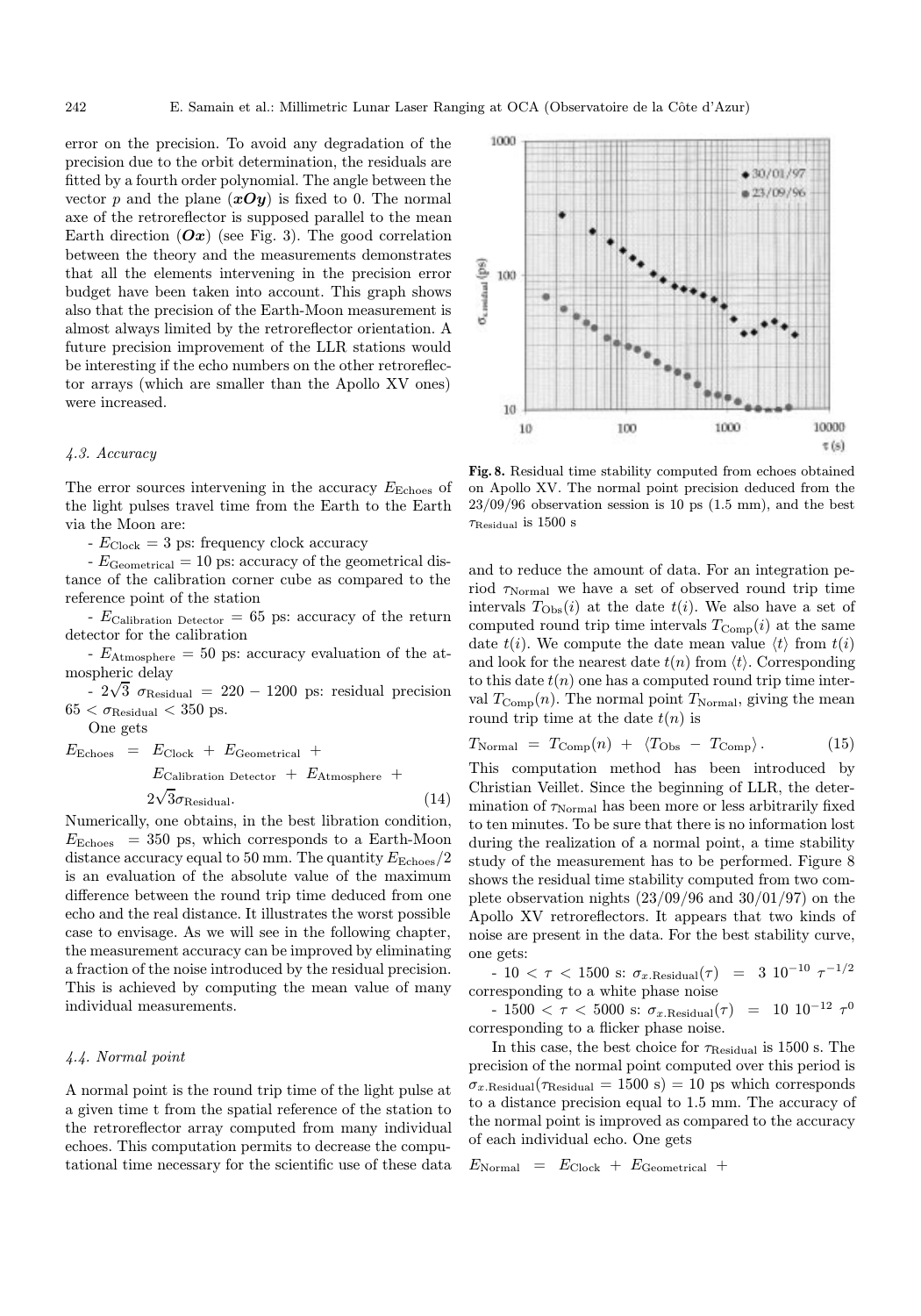error on the precision. To avoid any degradation of the precision due to the orbit determination, the residuals are fitted by a fourth order polynomial. The angle between the vector $p$ and the plane $(\boldsymbol{xOy})$ is fixed to 0. The normal axe of the retroreflector is supposed parallel to the mean Earth direction $(\boldsymbol{Ox})$ (see Fig. 3). The good correlation between the theory and the measurements demonstrates that all the elements intervening in the precision error budget have been taken into account. This graph shows also that the precision of the Earth-Moon measurement is almost always limited by the retroreflector orientation. A future precision improvement of the LLR stations would be interesting if the echo numbers on the other retroreflector arrays (which are smaller than the Apollo XV ones) were increased.

#### 4.3. Accuracy

The error sources intervening in the accuracy $E_{\text{Echoes}}$ of the light pulses travel time from the Earth to the Earth via the Moon are:

- $E_{\text{Clock}} = 3$ ps: frequency clock accuracy
- $E_{\text{Geometrical}} = 10$ ps: accuracy of the geometrical distance of the calibration corner cube as compared to the reference point of the station
- $E_{\text{Calibration Detector}} = 65$ ps: accuracy of the return detector for the calibration
- $E_{\text{Atmosphere}} = 50$ ps: accuracy evaluation of the atmospheric delay
- $2\sqrt{3}\ \sigma_{\text{Residual}} = 220 - 1200$ ps: residual precision $65 < \sigma_{\text{Residual}} < 350$ ps.

One gets

$$E_{\text{Echoes}} = E_{\text{Clock}} + E_{\text{Geometrical}} + E_{\text{Calibration Detector}} + E_{\text{Atmosphere}} + 2\sqrt{3}\sigma_{\text{Residual}}. \tag{14}$$

Numerically, one obtains, in the best libration condition, $E_{\text{Echoes}} = 350$ ps, which corresponds to a Earth-Moon distance accuracy equal to 50 mm. The quantity $E_{\text{Echoes}}/2$ is an evaluation of the absolute value of the maximum difference between the round trip time deduced from one echo and the real distance. It illustrates the worst possible case to envisage. As we will see in the following chapter, the measurement accuracy can be improved by eliminating a fraction of the noise introduced by the residual precision. This is achieved by computing the mean value of many individual measurements.

#### 4.4. Normal point

A normal point is the round trip time of the light pulse at a given time t from the spatial reference of the station to the retroreflector array computed from many individual echoes. This computation permits to decrease the computational time necessary for the scientific use of these data and to reduce the amount of data. For an integration period $\tau_{\text{Normal}}$ we have a set of observed round trip time intervals $T_{\text{Obs}}(i)$ at the date $t(i)$. We also have a set of computed round trip time intervals $T_{\text{Comp}}(i)$ at the same date $t(i)$. We compute the date mean value $\langle t \rangle$ from $t(i)$ and look for the nearest date $t(n)$ from $\langle t \rangle$. Corresponding to this date $t(n)$ one has a computed round trip time interval $T_{\text{Comp}}(n)$. The normal point $T_{\text{Normal}}$, giving the mean round trip time at the date $t(n)$ is

$$T_{\text{Normal}} = T_{\text{Comp}}(n) + \langle T_{\text{Obs}} - T_{\text{Comp}} \rangle. \tag{15}$$

This computation method has been introduced by Christian Veillet. Since the beginning of LLR, the determination of $\tau_{\text{Normal}}$ has been more or less arbitrarily fixed to ten minutes. To be sure that there is no information lost during the realization of a normal point, a time stability study of the measurement has to be performed. Figure 8 shows the residual time stability computed from two complete observation nights (23/09/96 and 30/01/97) on the Apollo XV retroreflectors. It appears that two kinds of noise are present in the data. For the best stability curve, one gets:

- $10 < \tau < 1500$ s: $\sigma_{x.\text{Residual}}(\tau) = 3\ 10^{-10}\ \tau^{-1/2}$ corresponding to a white phase noise
- $1500 < \tau < 5000$ s: $\sigma_{x.\text{Residual}}(\tau) = 10\ 10^{-12}\ \tau^{0}$ corresponding to a flicker phase noise.

In this case, the best choice for $\tau_{\text{Residual}}$ is 1500 s. The precision of the normal point computed over this period is $\sigma_{x.\text{Residual}}(\tau_{\text{Residual}} = 1500\text{ s}) = 10$ ps which corresponds to a distance precision equal to 1.5 mm. The accuracy of the normal point is improved as compared to the accuracy of each individual echo. One gets

$$E_{\text{Normal}} = E_{\text{Clock}} + E_{\text{Geometrical}} +$$

**Fig. 8.** Residual time stability computed from echoes obtained on Apollo XV. The normal point precision deduced from the 23/09/96 observation session is 10 ps (1.5 mm), and the best $\tau_{\text{Residual}}$ is 1500 s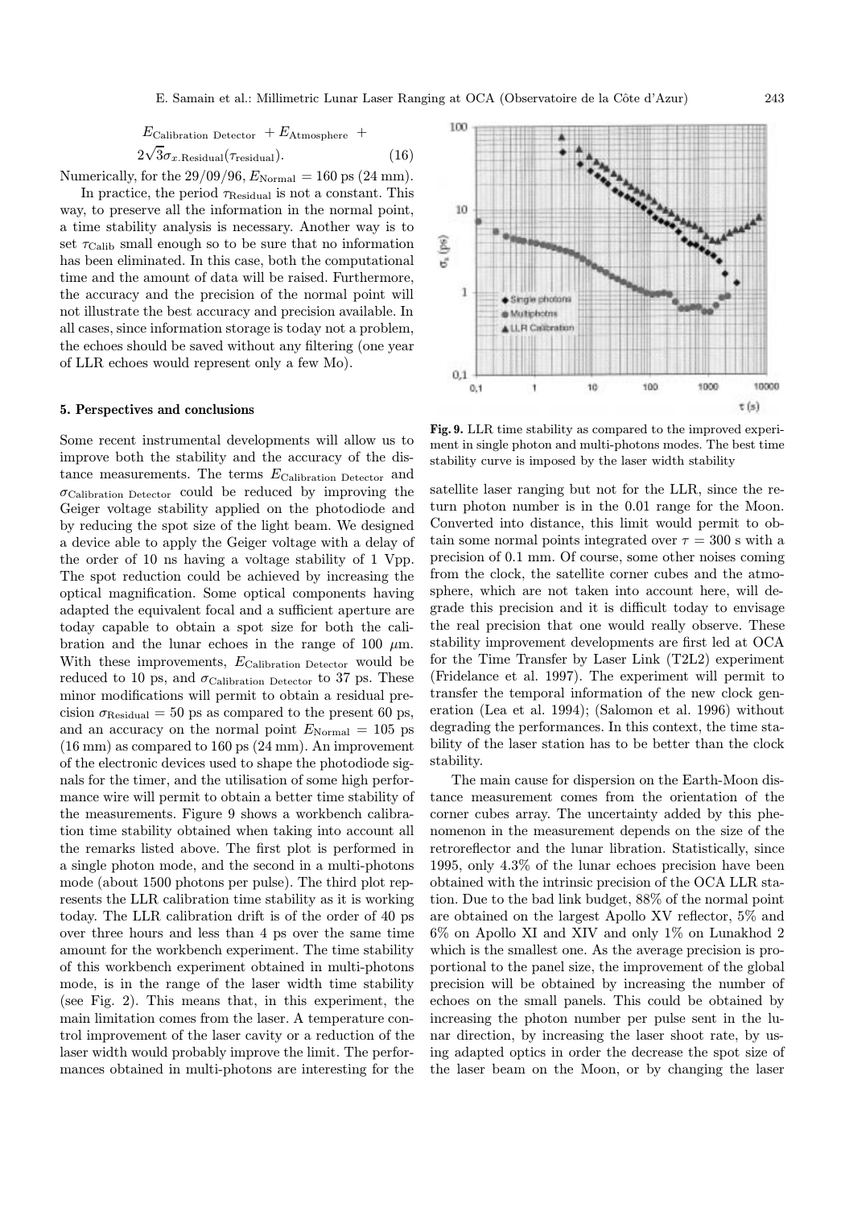$$E_{\text{Calibration Detector}} + E_{\text{Atmosphere}} + 2\sqrt{3}\sigma_{x.\text{Residual}}(\tau_{\text{residual}}). \quad (16)$$

Numerically, for the 29/09/96, $E_{\text{Normal}} = 160$ ps (24 mm).

In practice, the period $\tau_{\text{Residual}}$ is not a constant. This way, to preserve all the information in the normal point, a time stability analysis is necessary. Another way is to set $\tau_{\text{Calib}}$ small enough so to be sure that no information has been eliminated. In this case, both the computational time and the amount of data will be raised. Furthermore, the accuracy and the precision of the normal point will not illustrate the best accuracy and precision available. In all cases, since information storage is today not a problem, the echoes should be saved without any filtering (one year of LLR echoes would represent only a few Mo).

## 5. Perspectives and conclusions

Some recent instrumental developments will allow us to improve both the stability and the accuracy of the distance measurements. The terms $E_{\text{Calibration Detector}}$ and $\sigma_{\text{Calibration Detector}}$ could be reduced by improving the Geiger voltage stability applied on the photodiode and by reducing the spot size of the light beam. We designed a device able to apply the Geiger voltage with a delay of the order of 10 ns having a voltage stability of 1 Vpp. The spot reduction could be achieved by increasing the optical magnification. Some optical components having adapted the equivalent focal and a sufficient aperture are today capable to obtain a spot size for both the calibration and the lunar echoes in the range of 100 $\mu$m. With these improvements, $E_{\text{Calibration Detector}}$ would be reduced to 10 ps, and $\sigma_{\text{Calibration Detector}}$ to 37 ps. These minor modifications will permit to obtain a residual precision $\sigma_{\text{Residual}} = 50$ ps as compared to the present 60 ps, and an accuracy on the normal point $E_{\text{Normal}} = 105$ ps (16 mm) as compared to 160 ps (24 mm). An improvement of the electronic devices used to shape the photodiode signals for the timer, and the utilisation of some high performance wire will permit to obtain a better time stability of the measurements. Figure 9 shows a workbench calibration time stability obtained when taking into account all the remarks listed above. The first plot is performed in a single photon mode, and the second in a multi-photons mode (about 1500 photons per pulse). The third plot represents the LLR calibration time stability as it is working today. The LLR calibration drift is of the order of 40 ps over three hours and less than 4 ps over the same time amount for the workbench experiment. The time stability of this workbench experiment obtained in multi-photons mode, is in the range of the laser width time stability (see Fig. 2). This means that, in this experiment, the main limitation comes from the laser. A temperature control improvement of the laser cavity or a reduction of the laser width would probably improve the limit. The performances obtained in multi-photons are interesting for the satellite laser ranging but not for the LLR, since the return photon number is in the 0.01 range for the Moon. Converted into distance, this limit would permit to obtain some normal points integrated over $\tau = 300$ s with a precision of 0.1 mm. Of course, some other noises coming from the clock, the satellite corner cubes and the atmosphere, which are not taken into account here, will degrade this precision and it is difficult today to envisage the real precision that one would really observe. These stability improvement developments are first led at OCA for the Time Transfer by Laser Link (T2L2) experiment (Fridelance et al. 1997). The experiment will permit to transfer the temporal information of the new clock generation (Lea et al. 1994); (Salomon et al. 1996) without degrading the performances. In this context, the time stability of the laser station has to be better than the clock stability.

**Fig. 9.** LLR time stability as compared to the improved experiment in single photon and multi-photons modes. The best time stability curve is imposed by the laser width stability

The main cause for dispersion on the Earth-Moon distance measurement comes from the orientation of the corner cubes array. The uncertainty added by this phenomenon in the measurement depends on the size of the retroreflector and the lunar libration. Statistically, since 1995, only 4.3% of the lunar echoes precision have been obtained with the intrinsic precision of the OCA LLR station. Due to the bad link budget, 88% of the normal point are obtained on the largest Apollo XV reflector, 5% and 6% on Apollo XI and XIV and only 1% on Lunakhod 2 which is the smallest one. As the average precision is proportional to the panel size, the improvement of the global precision will be obtained by increasing the number of echoes on the small panels. This could be obtained by increasing the photon number per pulse sent in the lunar direction, by increasing the laser shoot rate, by using adapted optics in order the decrease the spot size of the laser beam on the Moon, or by changing the laser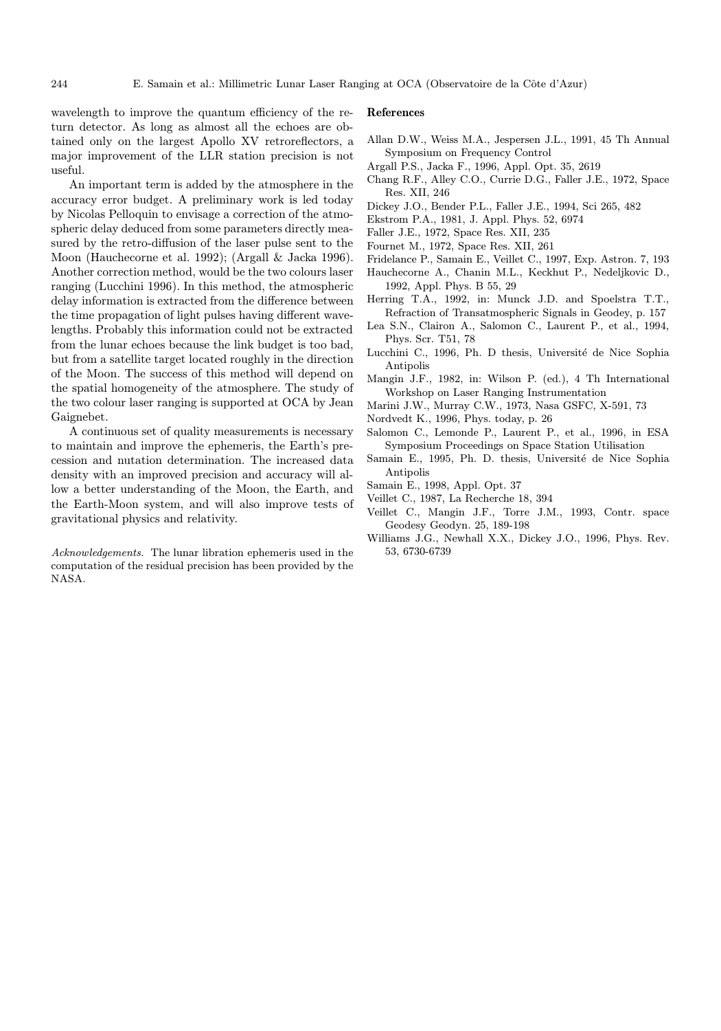wavelength to improve the quantum efficiency of the return detector. As long as almost all the echoes are obtained only on the largest Apollo XV retroreflectors, a major improvement of the LLR station precision is not useful.

An important term is added by the atmosphere in the accuracy error budget. A preliminary work is led today by Nicolas Pelloquin to envisage a correction of the atmospheric delay deduced from some parameters directly measured by the retro-diffusion of the laser pulse sent to the Moon (Hauchecorne et al. 1992); (Argall & Jacka 1996). Another correction method, would be the two colours laser ranging (Lucchini 1996). In this method, the atmospheric delay information is extracted from the difference between the time propagation of light pulses having different wavelengths. Probably this information could not be extracted from the lunar echoes because the link budget is too bad, but from a satellite target located roughly in the direction of the Moon. The success of this method will depend on the spatial homogeneity of the atmosphere. The study of the two colour laser ranging is supported at OCA by Jean Gaignebet.

A continuous set of quality measurements is necessary to maintain and improve the ephemeris, the Earth's precession and nutation determination. The increased data density with an improved precision and accuracy will allow a better understanding of the Moon, the Earth, and the Earth-Moon system, and will also improve tests of gravitational physics and relativity.

*Acknowledgements.* The lunar libration ephemeris used in the computation of the residual precision has been provided by the NASA.

## References

Allan D.W., Weiss M.A., Jespersen J.L., 1991, 45 Th Annual Symposium on Frequency Control

Argall P.S., Jacka F., 1996, Appl. Opt. 35, 2619

Chang R.F., Alley C.O., Currie D.G., Faller J.E., 1972, Space Res. XII, 246

Dickey J.O., Bender P.L., Faller J.E., 1994, Sci 265, 482

Ekstrom P.A., 1981, J. Appl. Phys. 52, 6974

Faller J.E., 1972, Space Res. XII, 235

Fournet M., 1972, Space Res. XII, 261

Fridelance P., Samain E., Veillet C., 1997, Exp. Astron. 7, 193

Hauchecorne A., Chanin M.L., Keckhut P., Nedeljkovic D., 1992, Appl. Phys. B 55, 29

Herring T.A., 1992, in: Munck J.D. and Spoelstra T.T., Refraction of Transatmospheric Signals in Geodey, p. 157

Lea S.N., Clairon A., Salomon C., Laurent P., et al., 1994, Phys. Scr. T51, 78

Lucchini C., 1996, Ph. D thesis, Université de Nice Sophia Antipolis

Mangin J.F., 1982, in: Wilson P. (ed.), 4 Th International Workshop on Laser Ranging Instrumentation

Marini J.W., Murray C.W., 1973, Nasa GSFC, X-591, 73

Nordvedt K., 1996, Phys. today, p. 26

Salomon C., Lemonde P., Laurent P., et al., 1996, in ESA Symposium Proceedings on Space Station Utilisation

Samain E., 1995, Ph. D. thesis, Université de Nice Sophia Antipolis

Samain E., 1998, Appl. Opt. 37

Veillet C., 1987, La Recherche 18, 394

Veillet C., Mangin J.F., Torre J.M., 1993, Contr. space Geodesy Geodyn. 25, 189-198

Williams J.G., Newhall X.X., Dickey J.O., 1996, Phys. Rev. 53, 6730-6739